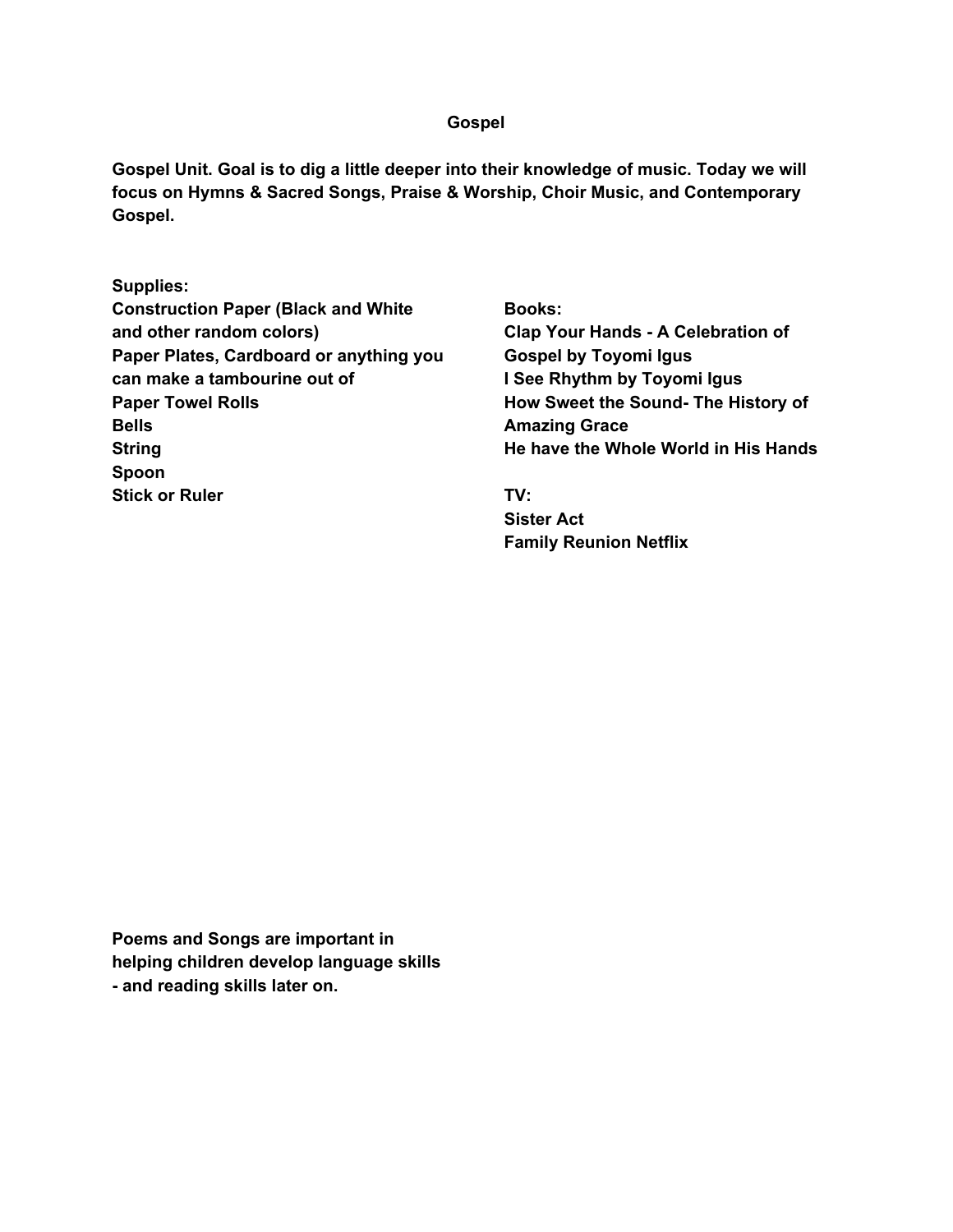# Gospel

**Gospel Unit. Goal is to dig a little deeper into their knowledge of music. Today we will focus on Hymns & Sacred Songs, Praise & Worship, Choir Music, and Contemporary Gospel.**

**Supplies:**
**Construction Paper (Black and White and other random colors)**
**Paper Plates, Cardboard or anything you can make a tambourine out of**
**Paper Towel Rolls**
**Bells**
**String**
**Spoon**
**Stick or Ruler**

**Books:**
**Clap Your Hands - A Celebration of Gospel by Toyomi Igus**
**I See Rhythm by Toyomi Igus**
**How Sweet the Sound- The History of Amazing Grace**
**He have the Whole World in His Hands**

**TV:**
**Sister Act**
**Family Reunion Netflix**

**Poems and Songs are important in helping children develop language skills - and reading skills later on.**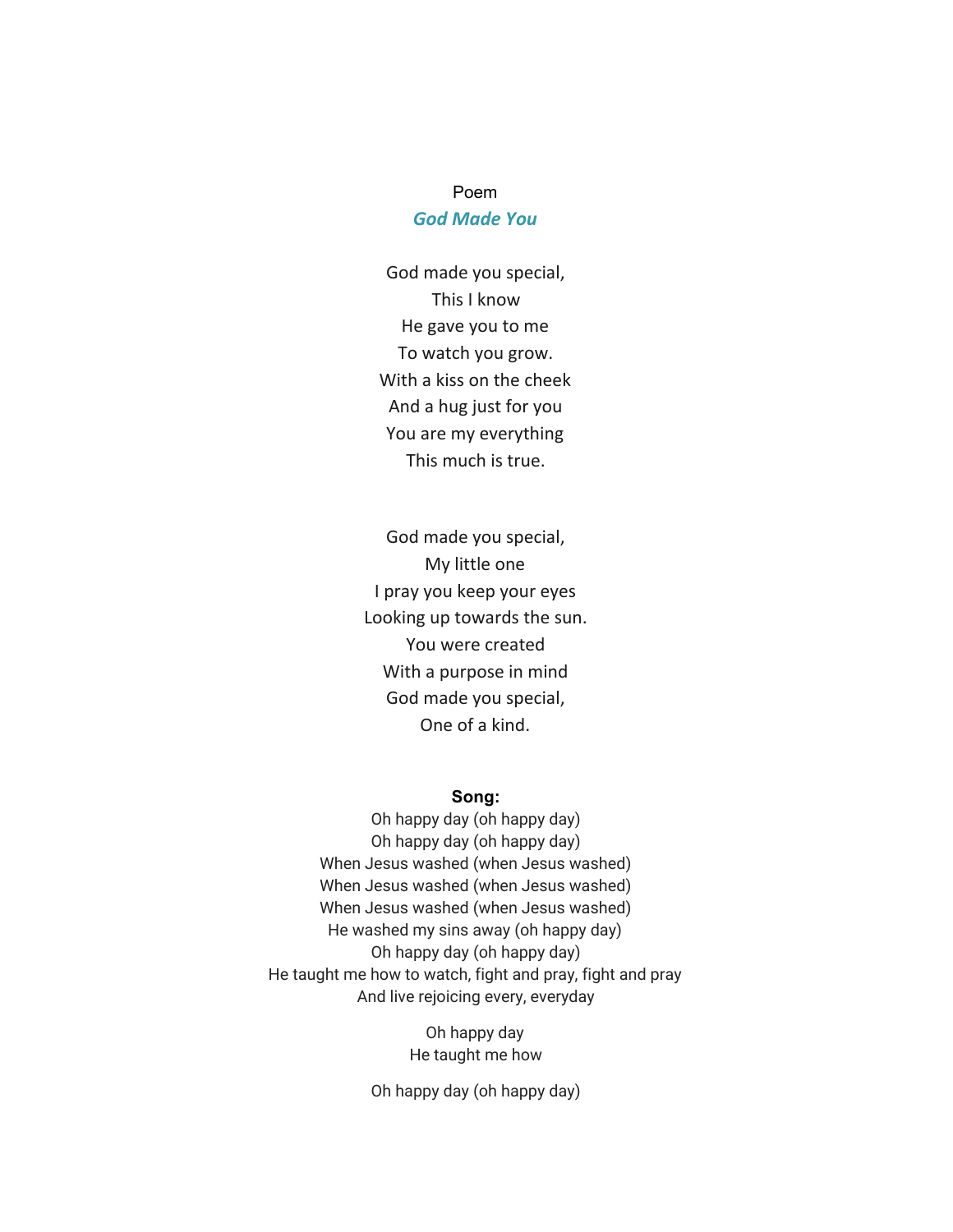Poem

## *God Made You*

God made you special,
This I know
He gave you to me
To watch you grow.
With a kiss on the cheek
And a hug just for you
You are my everything
This much is true.

God made you special,
My little one
I pray you keep your eyes
Looking up towards the sun.
You were created
With a purpose in mind
God made you special,
One of a kind.

**Song:**

Oh happy day (oh happy day)
Oh happy day (oh happy day)
When Jesus washed (when Jesus washed)
When Jesus washed (when Jesus washed)
When Jesus washed (when Jesus washed)
He washed my sins away (oh happy day)
Oh happy day (oh happy day)
He taught me how to watch, fight and pray, fight and pray
And live rejoicing every, everyday

Oh happy day
He taught me how

Oh happy day (oh happy day)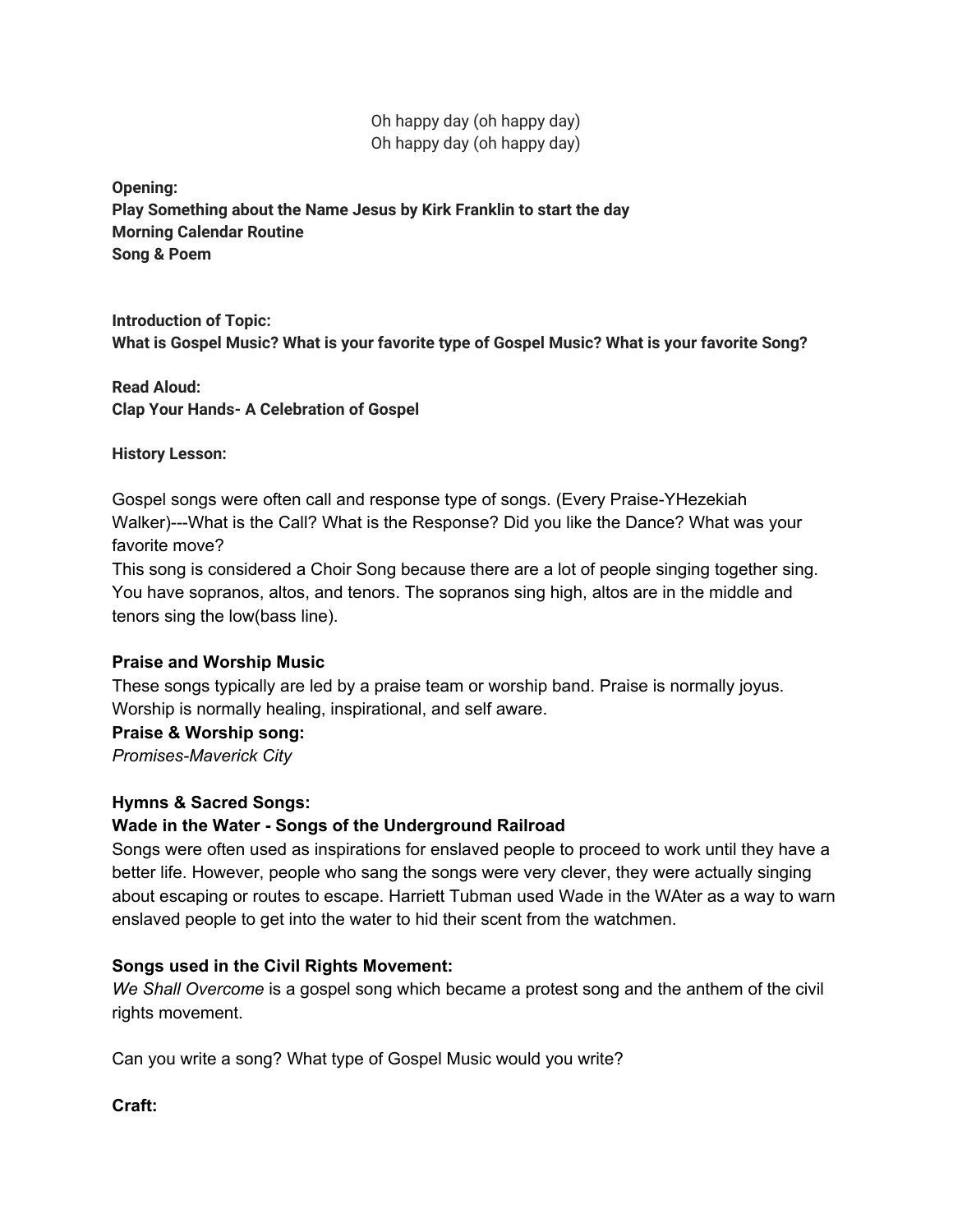Oh happy day (oh happy day)
Oh happy day (oh happy day)

**Opening:**
**Play Something about the Name Jesus by Kirk Franklin to start the day**
**Morning Calendar Routine**
**Song & Poem**

**Introduction of Topic:**
**What is Gospel Music? What is your favorite type of Gospel Music? What is your favorite Song?**

**Read Aloud:**
**Clap Your Hands- A Celebration of Gospel**

**History Lesson:**

Gospel songs were often call and response type of songs. (Every Praise-YHezekiah Walker)---What is the Call? What is the Response? Did you like the Dance? What was your favorite move?
This song is considered a Choir Song because there are a lot of people singing together sing. You have sopranos, altos, and tenors. The sopranos sing high, altos are in the middle and tenors sing the low(bass line).

**Praise and Worship Music**
These songs typically are led by a praise team or worship band. Praise is normally joyus. Worship is normally healing, inspirational, and self aware.
**Praise & Worship song:**
*Promises-Maverick City*

**Hymns & Sacred Songs:**
**Wade in the Water - Songs of the Underground Railroad**
Songs were often used as inspirations for enslaved people to proceed to work until they have a better life. However, people who sang the songs were very clever, they were actually singing about escaping or routes to escape. Harriett Tubman used Wade in the WAter as a way to warn enslaved people to get into the water to hid their scent from the watchmen.

**Songs used in the Civil Rights Movement:**
*We Shall Overcome* is a gospel song which became a protest song and the anthem of the civil rights movement.

Can you write a song? What type of Gospel Music would you write?

**Craft:**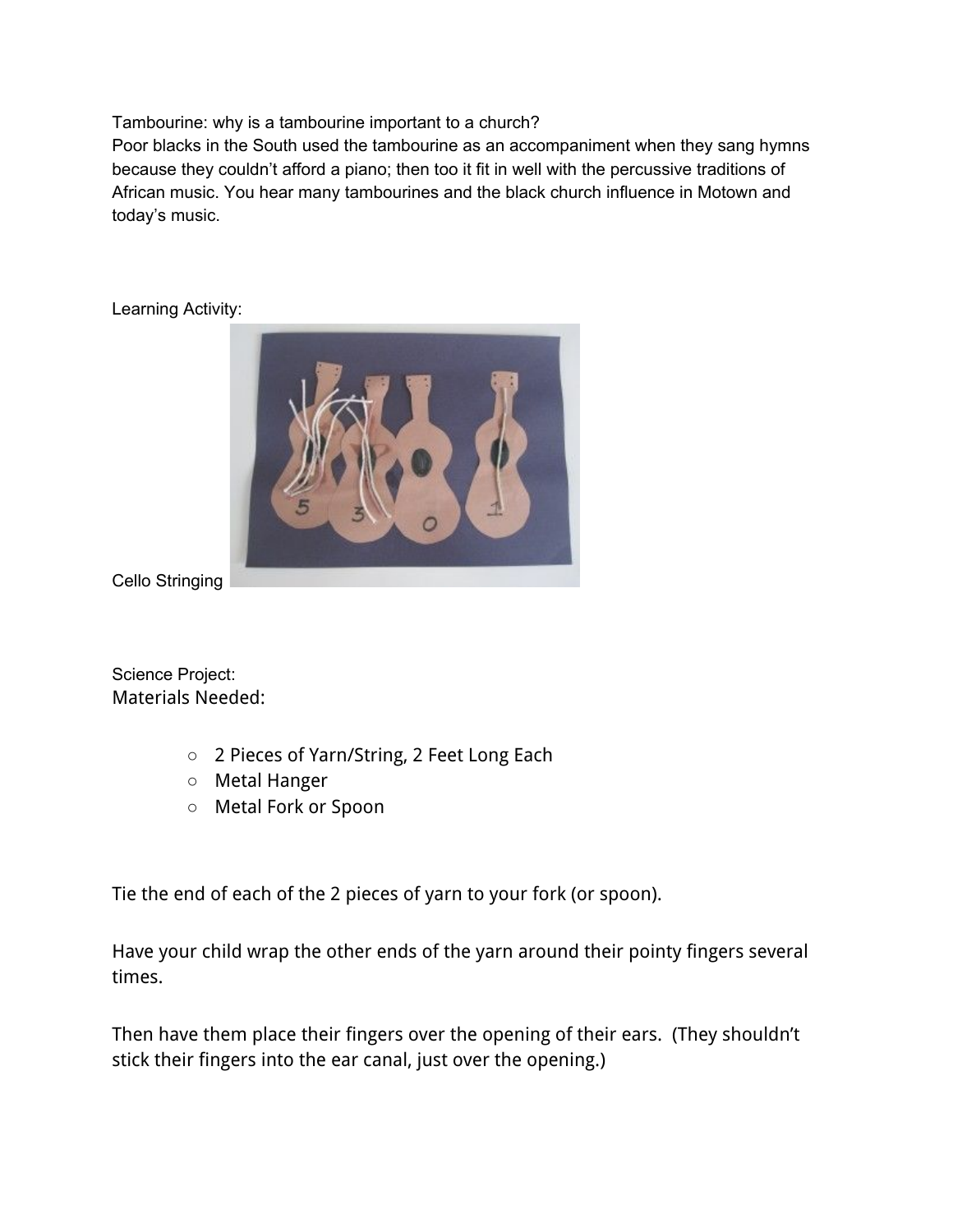Tambourine: why is a tambourine important to a church?

Poor blacks in the South used the tambourine as an accompaniment when they sang hymns because they couldn't afford a piano; then too it fit in well with the percussive traditions of African music. You hear many tambourines and the black church influence in Motown and today's music.

Learning Activity:

Cello Stringing

Science Project:

Materials Needed:

- 2 Pieces of Yarn/String, 2 Feet Long Each
- Metal Hanger
- Metal Fork or Spoon

Tie the end of each of the 2 pieces of yarn to your fork (or spoon).

Have your child wrap the other ends of the yarn around their pointy fingers several times.

Then have them place their fingers over the opening of their ears. (They shouldn't stick their fingers into the ear canal, just over the opening.)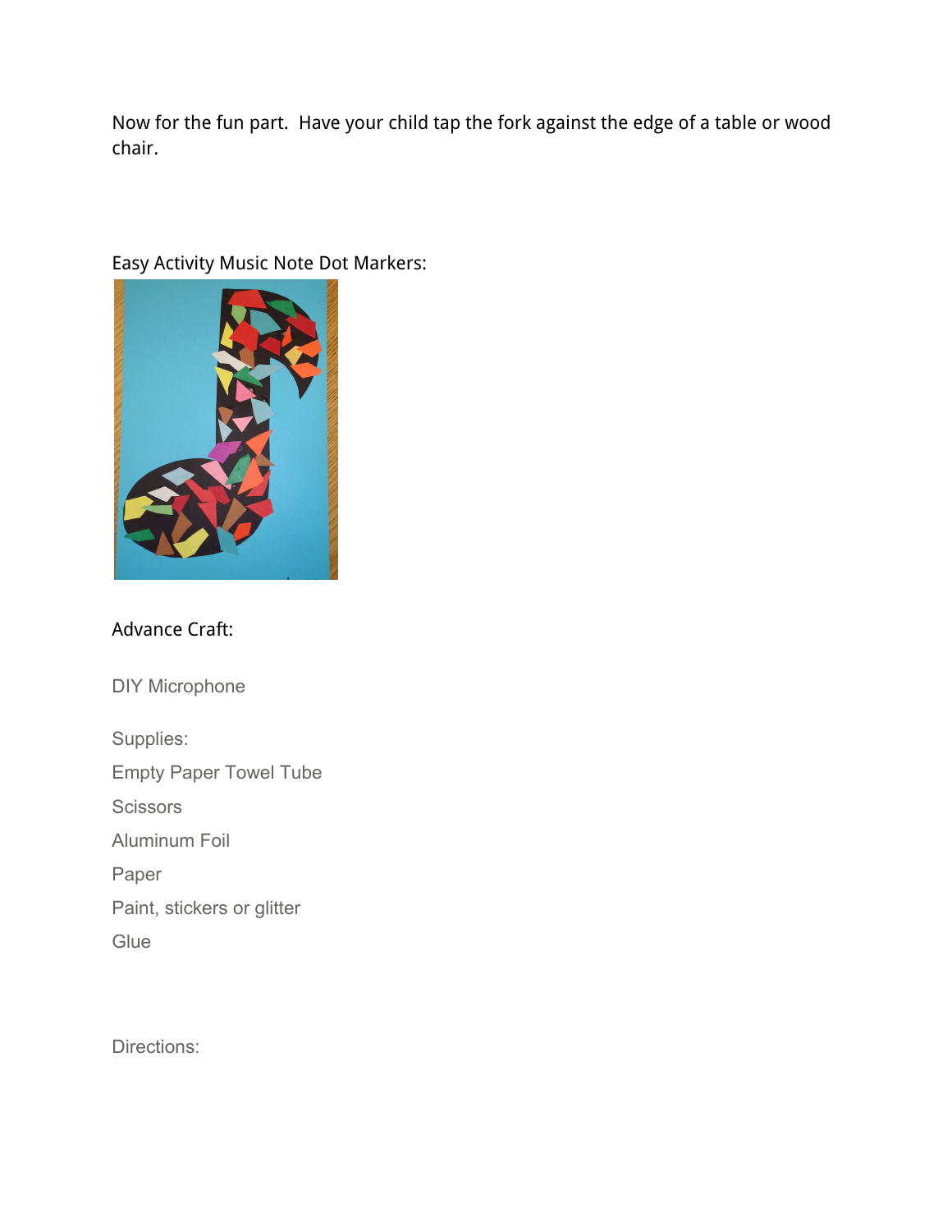Now for the fun part. Have your child tap the fork against the edge of a table or wood chair.

Easy Activity Music Note Dot Markers:

Advance Craft:

DIY Microphone

Supplies:

Empty Paper Towel Tube

Scissors

Aluminum Foil

Paper

Paint, stickers or glitter

Glue

Directions: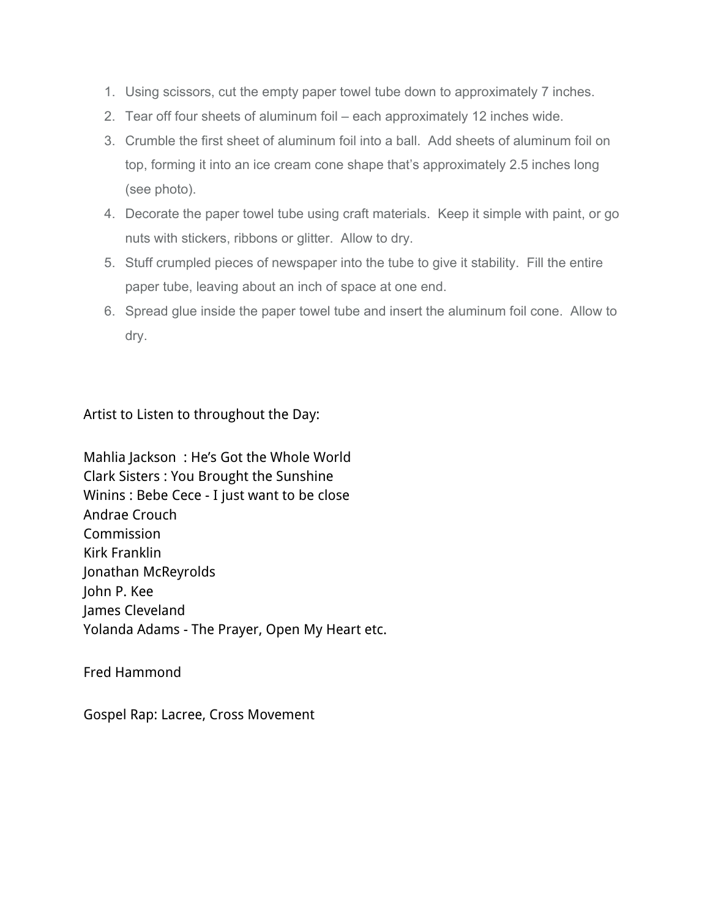1. Using scissors, cut the empty paper towel tube down to approximately 7 inches.
2. Tear off four sheets of aluminum foil – each approximately 12 inches wide.
3. Crumble the first sheet of aluminum foil into a ball. Add sheets of aluminum foil on top, forming it into an ice cream cone shape that's approximately 2.5 inches long (see photo).
4. Decorate the paper towel tube using craft materials. Keep it simple with paint, or go nuts with stickers, ribbons or glitter. Allow to dry.
5. Stuff crumpled pieces of newspaper into the tube to give it stability. Fill the entire paper tube, leaving about an inch of space at one end.
6. Spread glue inside the paper towel tube and insert the aluminum foil cone. Allow to dry.

Artist to Listen to throughout the Day:

Mahlia Jackson : He's Got the Whole World
Clark Sisters : You Brought the Sunshine
Winins : Bebe Cece - I just want to be close
Andrae Crouch
Commission
Kirk Franklin
Jonathan McReyrolds
John P. Kee
James Cleveland
Yolanda Adams - The Prayer, Open My Heart etc.

Fred Hammond

Gospel Rap: Lacree, Cross Movement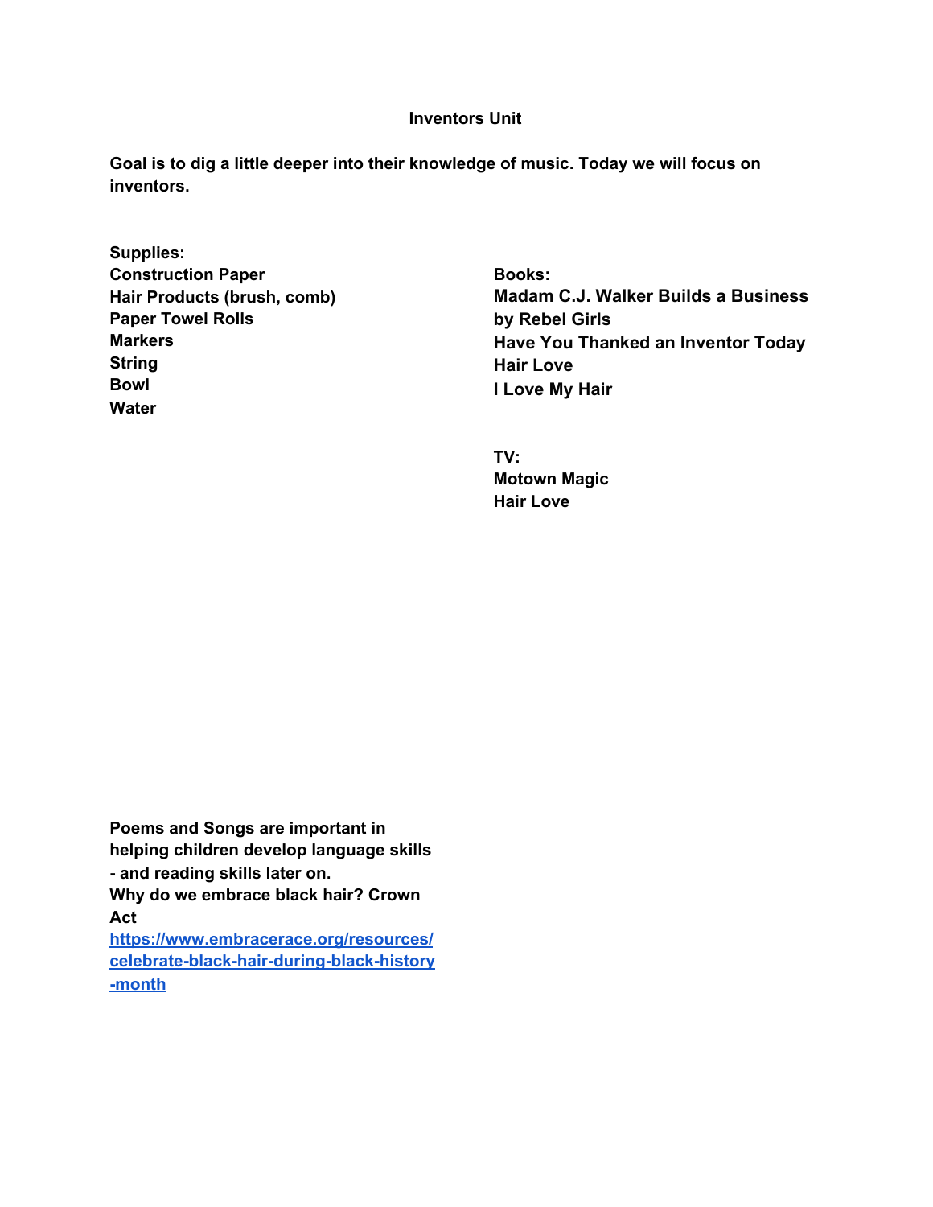# Inventors Unit

**Goal is to dig a little deeper into their knowledge of music. Today we will focus on inventors.**

**Supplies:**
**Construction Paper**
**Hair Products (brush, comb)**
**Paper Towel Rolls**
**Markers**
**String**
**Bowl**
**Water**

**Books:**
**Madam C.J. Walker Builds a Business by Rebel Girls**
**Have You Thanked an Inventor Today**
**Hair Love**
**I Love My Hair**

**TV:**
**Motown Magic**
**Hair Love**

**Poems and Songs are important in helping children develop language skills - and reading skills later on.**
**Why do we embrace black hair? Crown Act**
**https://www.embracerace.org/resources/celebrate-black-hair-during-black-history-month**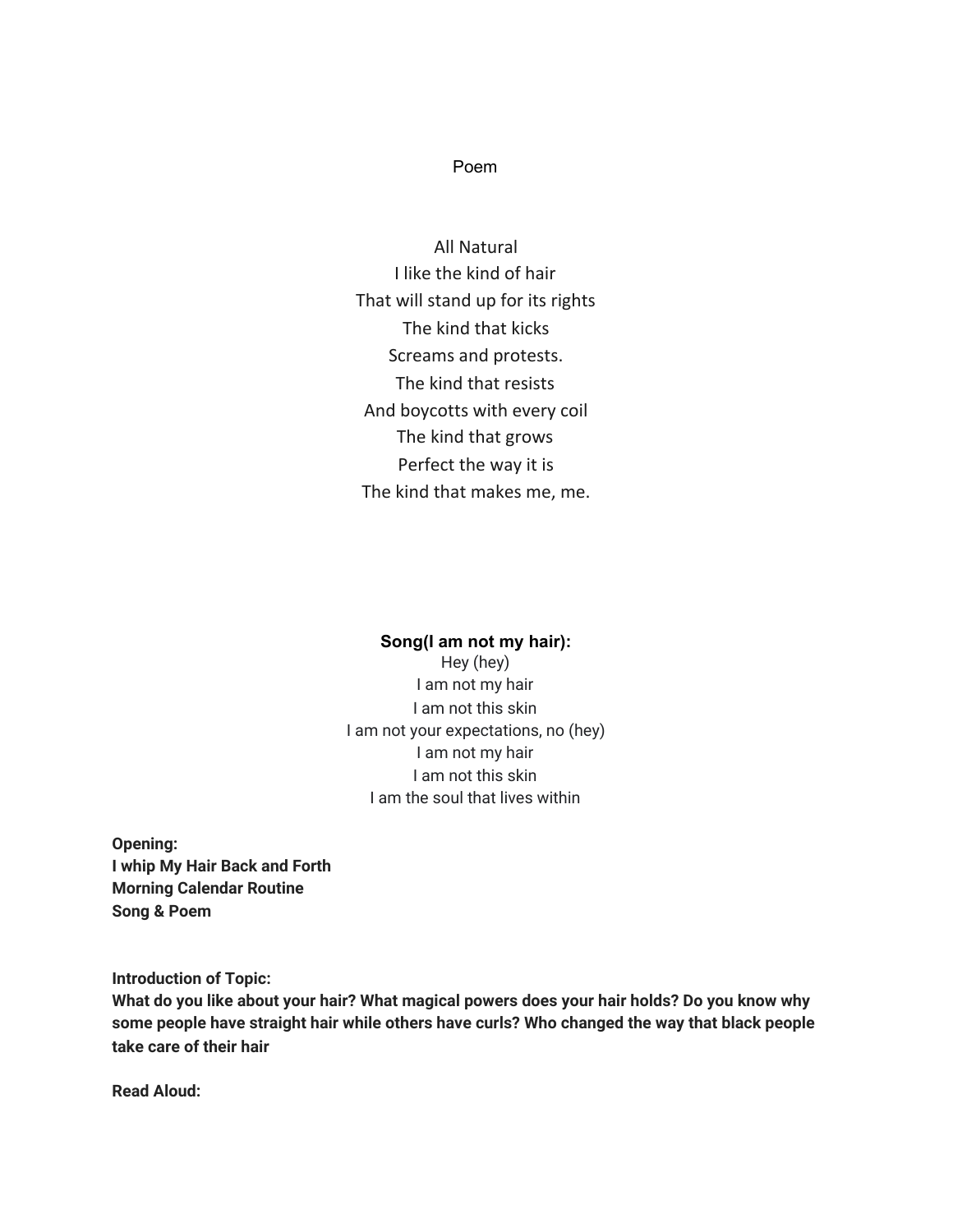Poem

All Natural
I like the kind of hair
That will stand up for its rights
The kind that kicks
Screams and protests.
The kind that resists
And boycotts with every coil
The kind that grows
Perfect the way it is
The kind that makes me, me.

**Song(I am not my hair):**

Hey (hey)
I am not my hair
I am not this skin
I am not your expectations, no (hey)
I am not my hair
I am not this skin
I am the soul that lives within

**Opening:**
**I whip My Hair Back and Forth**
**Morning Calendar Routine**
**Song & Poem**

**Introduction of Topic:**
**What do you like about your hair? What magical powers does your hair holds? Do you know why some people have straight hair while others have curls? Who changed the way that black people take care of their hair**

**Read Aloud:**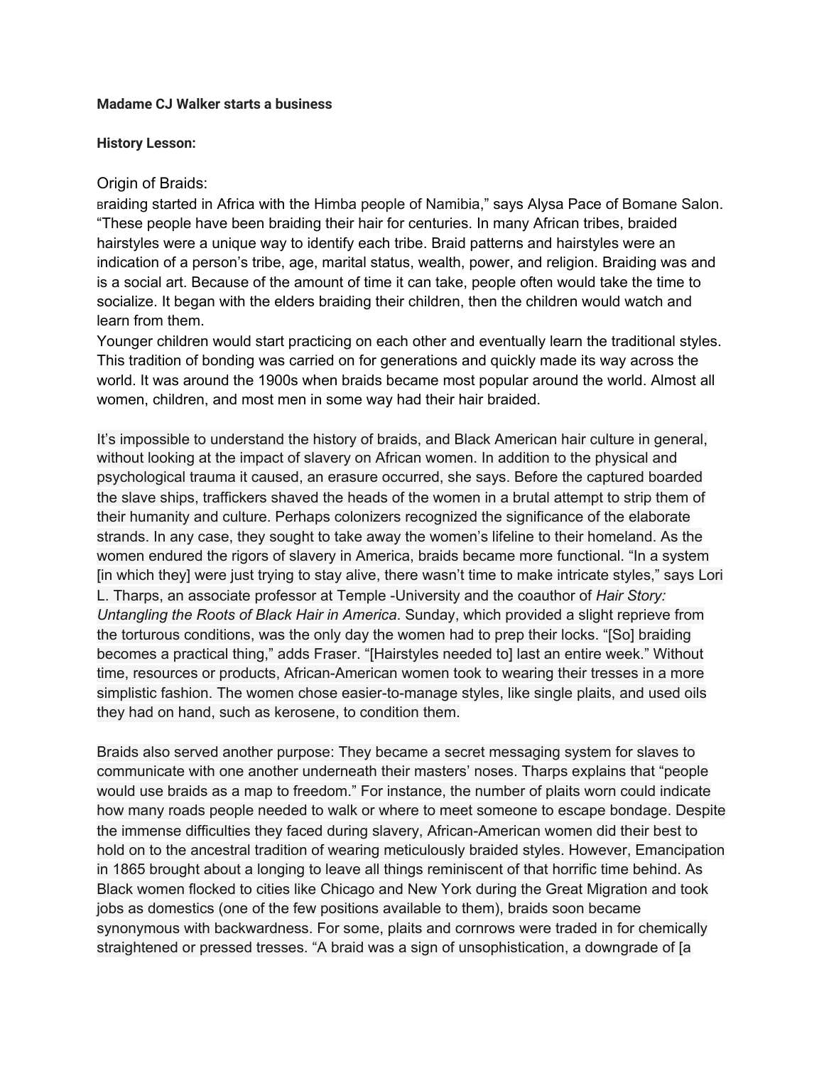**Madame CJ Walker starts a business**

**History Lesson:**

Origin of Braids:

Braiding started in Africa with the Himba people of Namibia," says Alysa Pace of Bomane Salon. "These people have been braiding their hair for centuries. In many African tribes, braided hairstyles were a unique way to identify each tribe. Braid patterns and hairstyles were an indication of a person's tribe, age, marital status, wealth, power, and religion. Braiding was and is a social art. Because of the amount of time it can take, people often would take the time to socialize. It began with the elders braiding their children, then the children would watch and learn from them.

Younger children would start practicing on each other and eventually learn the traditional styles. This tradition of bonding was carried on for generations and quickly made its way across the world. It was around the 1900s when braids became most popular around the world. Almost all women, children, and most men in some way had their hair braided.

It's impossible to understand the history of braids, and Black American hair culture in general, without looking at the impact of slavery on African women. In addition to the physical and psychological trauma it caused, an erasure occurred, she says. Before the captured boarded the slave ships, traffickers shaved the heads of the women in a brutal attempt to strip them of their humanity and culture. Perhaps colonizers recognized the significance of the elaborate strands. In any case, they sought to take away the women's lifeline to their homeland. As the women endured the rigors of slavery in America, braids became more functional. "In a system [in which they] were just trying to stay alive, there wasn't time to make intricate styles," says Lori L. Tharps, an associate professor at Temple -University and the coauthor of *Hair Story: Untangling the Roots of Black Hair in America*. Sunday, which provided a slight reprieve from the torturous conditions, was the only day the women had to prep their locks. "[So] braiding becomes a practical thing," adds Fraser. "[Hairstyles needed to] last an entire week." Without time, resources or products, African-American women took to wearing their tresses in a more simplistic fashion. The women chose easier-to-manage styles, like single plaits, and used oils they had on hand, such as kerosene, to condition them.

Braids also served another purpose: They became a secret messaging system for slaves to communicate with one another underneath their masters' noses. Tharps explains that "people would use braids as a map to freedom." For instance, the number of plaits worn could indicate how many roads people needed to walk or where to meet someone to escape bondage. Despite the immense difficulties they faced during slavery, African-American women did their best to hold on to the ancestral tradition of wearing meticulously braided styles. However, Emancipation in 1865 brought about a longing to leave all things reminiscent of that horrific time behind. As Black women flocked to cities like Chicago and New York during the Great Migration and took jobs as domestics (one of the few positions available to them), braids soon became synonymous with backwardness. For some, plaits and cornrows were traded in for chemically straightened or pressed tresses. "A braid was a sign of unsophistication, a downgrade of [a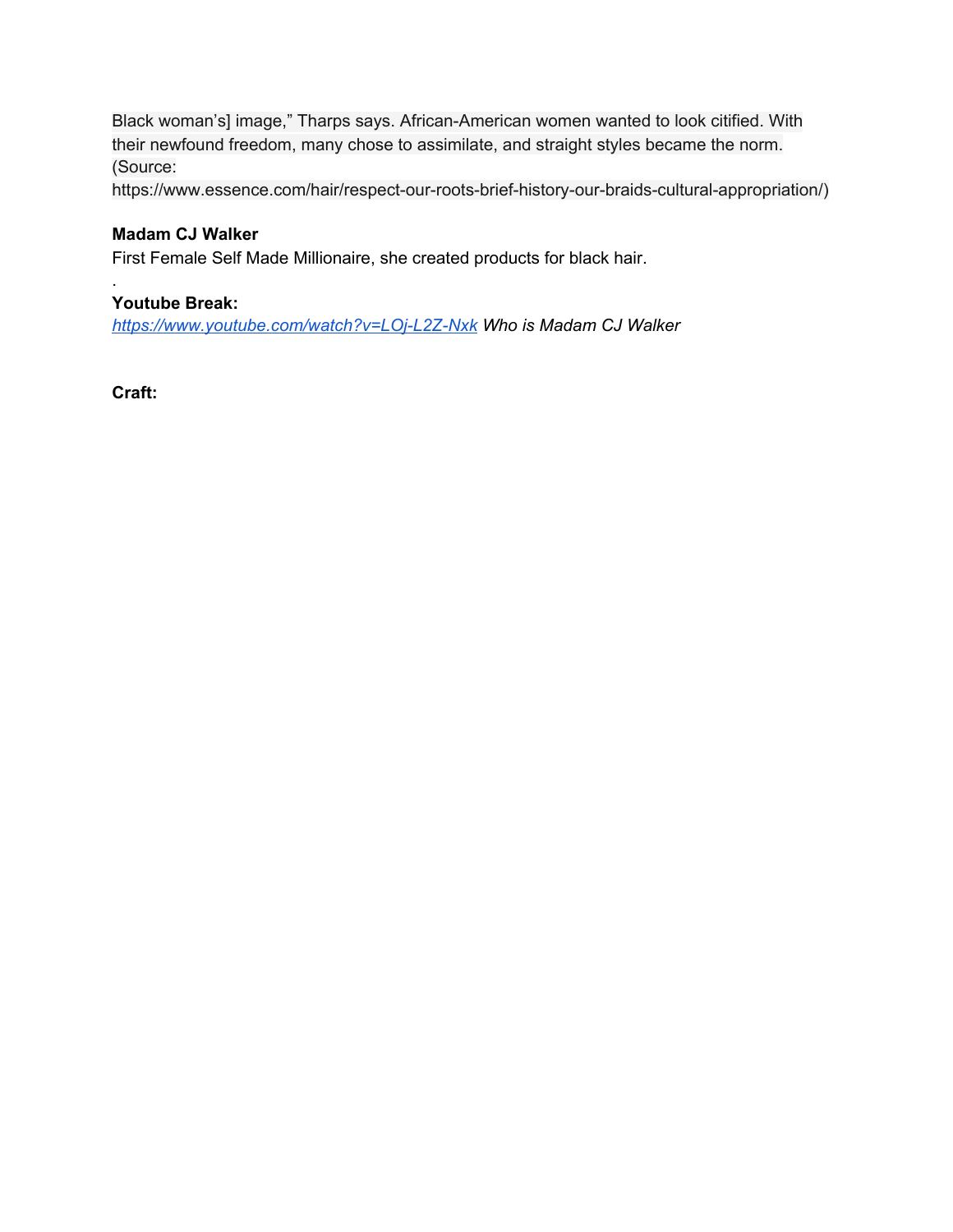Black woman's] image," Tharps says. African-American women wanted to look citified. With their newfound freedom, many chose to assimilate, and straight styles became the norm. (Source: https://www.essence.com/hair/respect-our-roots-brief-history-our-braids-cultural-appropriation/)

**Madam CJ Walker**

First Female Self Made Millionaire, she created products for black hair.

.

**Youtube Break:**

*[https://www.youtube.com/watch?v=LOj-L2Z-Nxk](https://www.youtube.com/watch?v=LOj-L2Z-Nxk) Who is Madam CJ Walker*

**Craft:**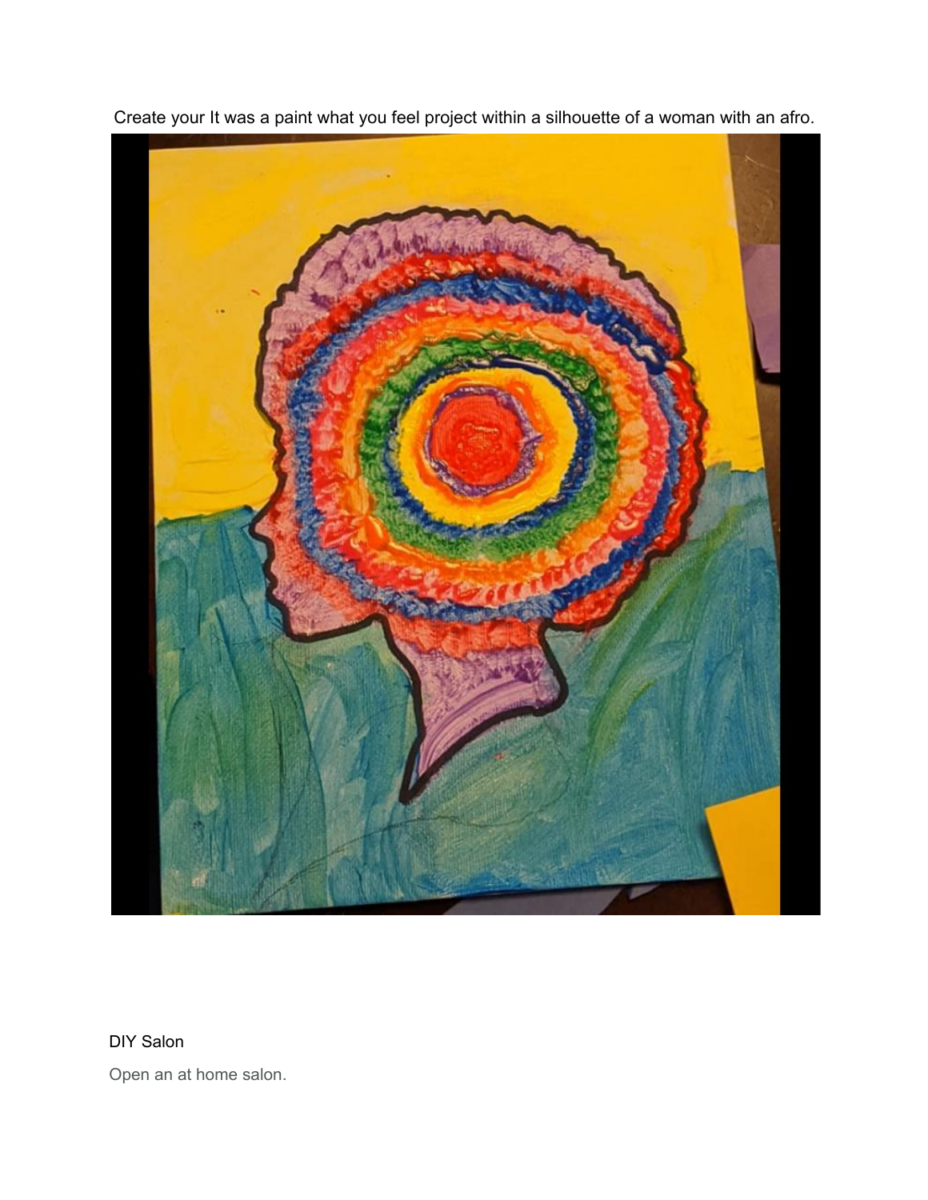Create your It was a paint what you feel project within a silhouette of a woman with an afro.

DIY Salon

Open an at home salon.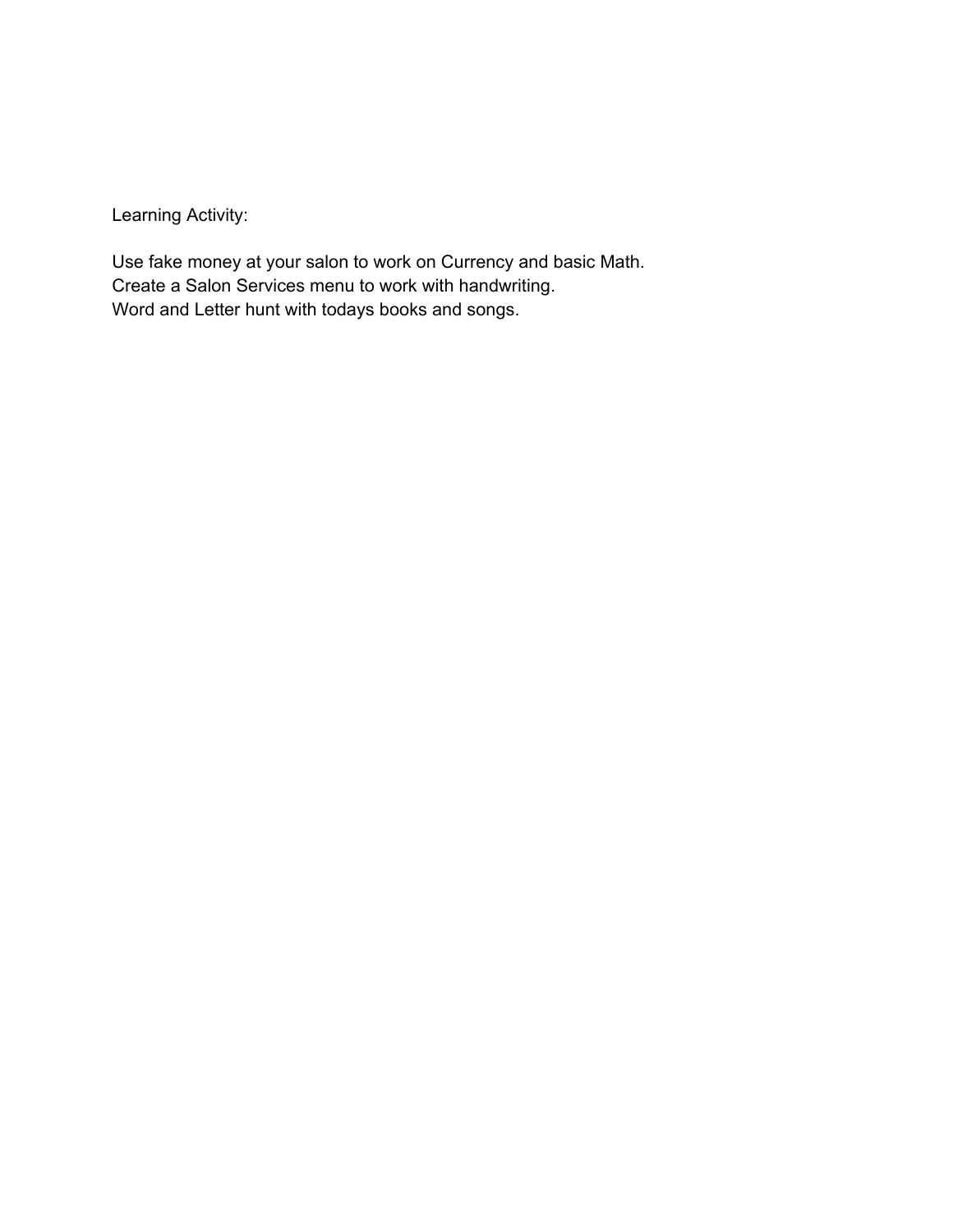Learning Activity:

Use fake money at your salon to work on Currency and basic Math.
Create a Salon Services menu to work with handwriting.
Word and Letter hunt with todays books and songs.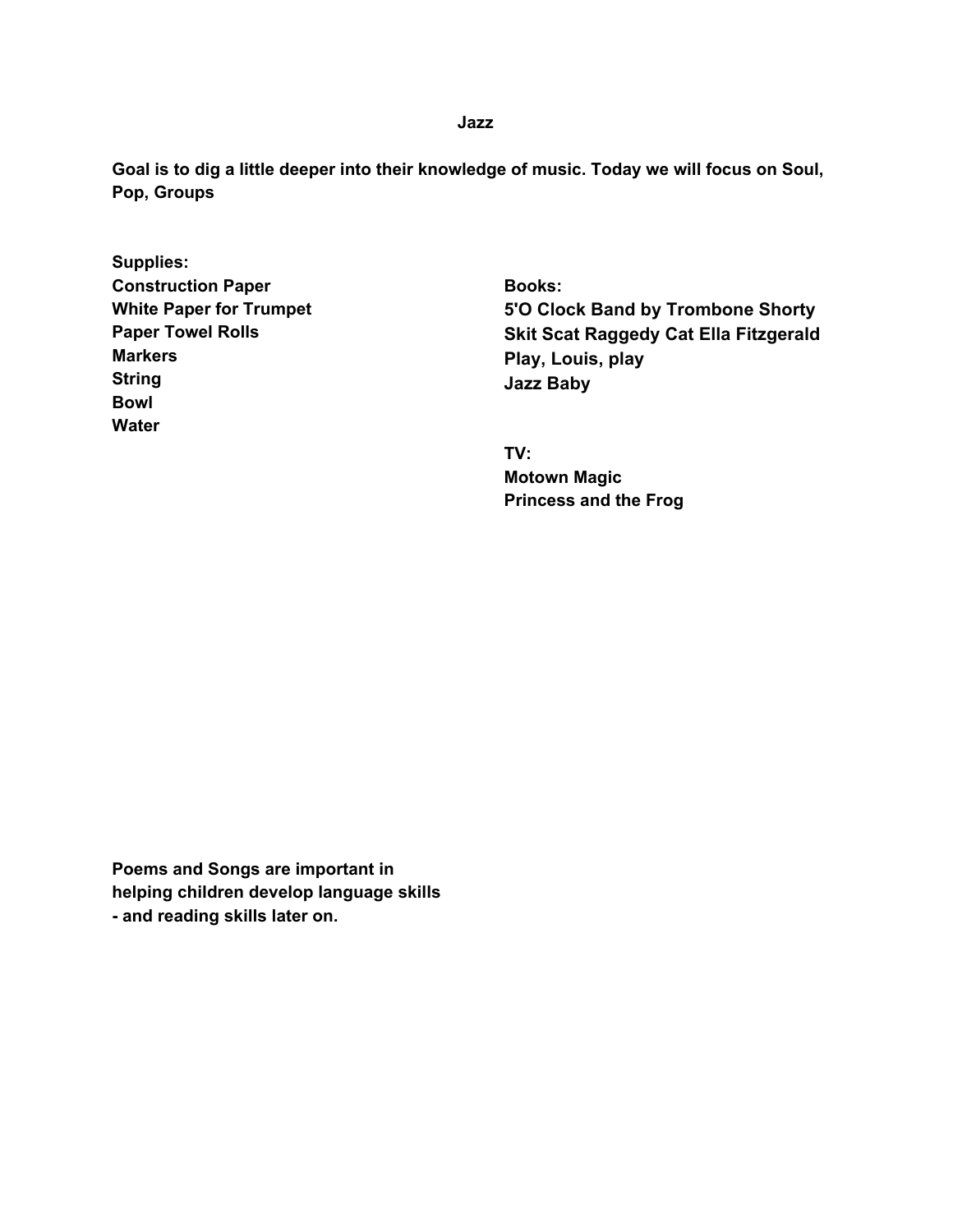# Jazz

**Goal is to dig a little deeper into their knowledge of music. Today we will focus on Soul, Pop, Groups**

**Supplies:**
**Construction Paper**
**White Paper for Trumpet**
**Paper Towel Rolls**
**Markers**
**String**
**Bowl**
**Water**

**Books:**
**5'O Clock Band by Trombone Shorty**
**Skit Scat Raggedy Cat Ella Fitzgerald**
**Play, Louis, play**
**Jazz Baby**

**TV:**
**Motown Magic**
**Princess and the Frog**

**Poems and Songs are important in helping children develop language skills - and reading skills later on.**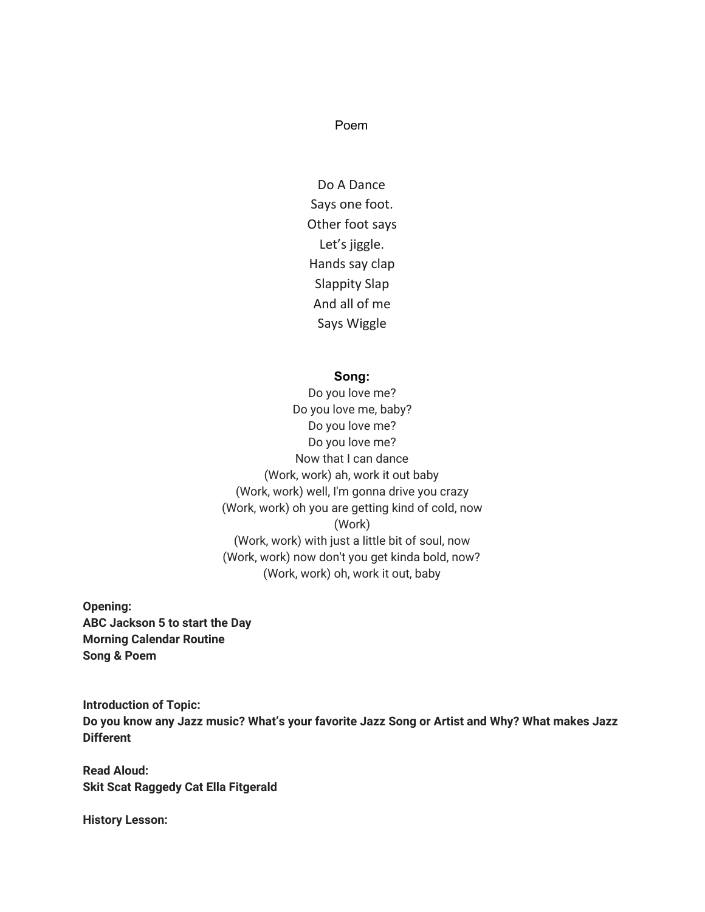Poem

Do A Dance
Says one foot.
Other foot says
Let's jiggle.
Hands say clap
Slappity Slap
And all of me
Says Wiggle

**Song:**

Do you love me?
Do you love me, baby?
Do you love me?
Do you love me?
Now that I can dance
(Work, work) ah, work it out baby
(Work, work) well, I'm gonna drive you crazy
(Work, work) oh you are getting kind of cold, now
(Work)
(Work, work) with just a little bit of soul, now
(Work, work) now don't you get kinda bold, now?
(Work, work) oh, work it out, baby

**Opening:**
**ABC Jackson 5 to start the Day**
**Morning Calendar Routine**
**Song & Poem**

**Introduction of Topic:**
**Do you know any Jazz music? What's your favorite Jazz Song or Artist and Why? What makes Jazz Different**

**Read Aloud:**
**Skit Scat Raggedy Cat Ella Fitgerald**

**History Lesson:**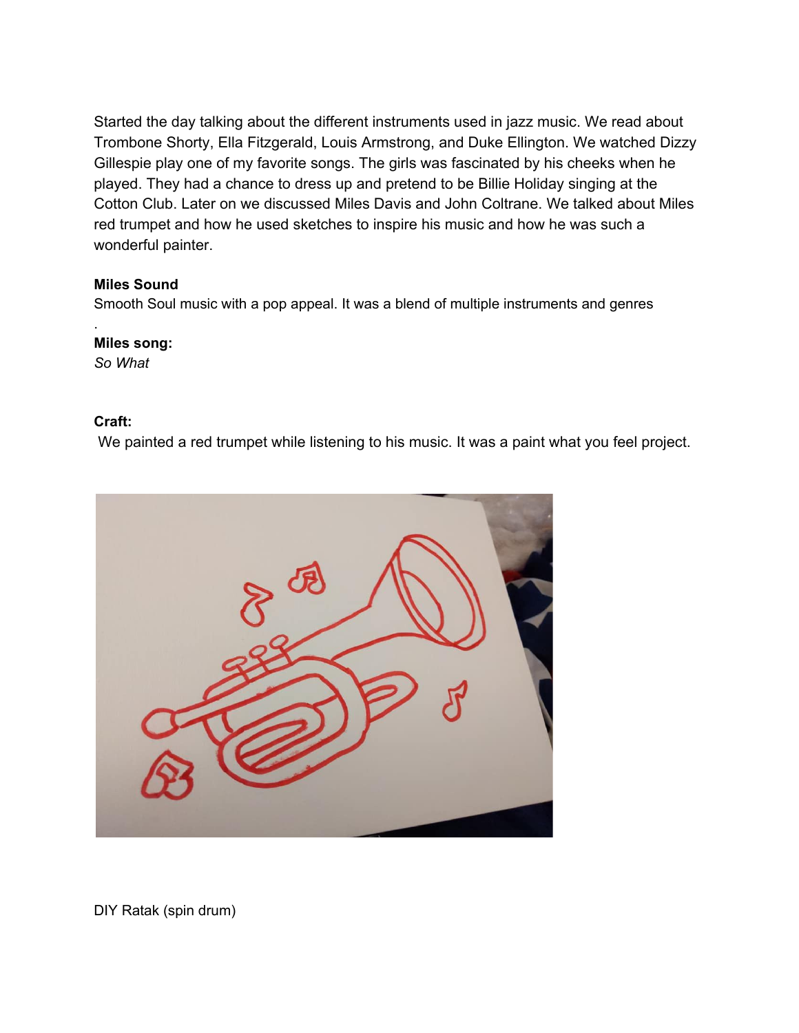Started the day talking about the different instruments used in jazz music. We read about Trombone Shorty, Ella Fitzgerald, Louis Armstrong, and Duke Ellington. We watched Dizzy Gillespie play one of my favorite songs. The girls was fascinated by his cheeks when he played. They had a chance to dress up and pretend to be Billie Holiday singing at the Cotton Club. Later on we discussed Miles Davis and John Coltrane. We talked about Miles red trumpet and how he used sketches to inspire his music and how he was such a wonderful painter.

**Miles Sound**

Smooth Soul music with a pop appeal. It was a blend of multiple instruments and genres

.

**Miles song:**

*So What*

**Craft:**

We painted a red trumpet while listening to his music. It was a paint what you feel project.

DIY Ratak (spin drum)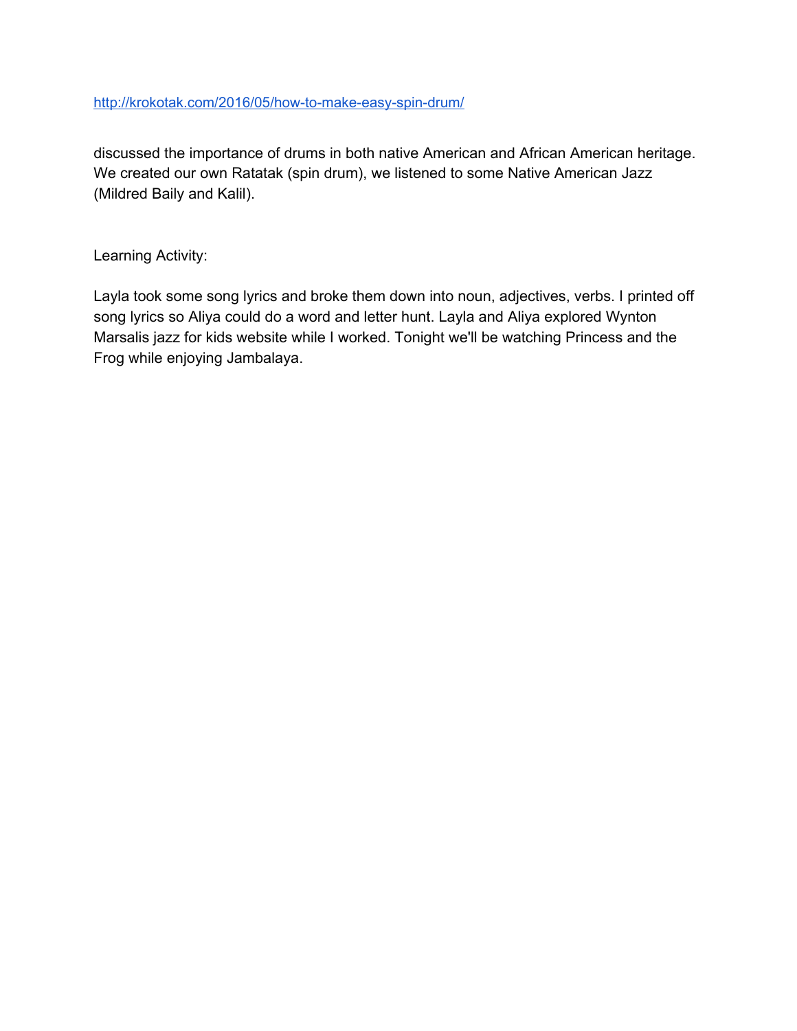http://krokotak.com/2016/05/how-to-make-easy-spin-drum/

discussed the importance of drums in both native American and African American heritage. We created our own Ratatak (spin drum), we listened to some Native American Jazz (Mildred Baily and Kalil).

Learning Activity:

Layla took some song lyrics and broke them down into noun, adjectives, verbs. I printed off song lyrics so Aliya could do a word and letter hunt. Layla and Aliya explored Wynton Marsalis jazz for kids website while I worked. Tonight we'll be watching Princess and the Frog while enjoying Jambalaya.